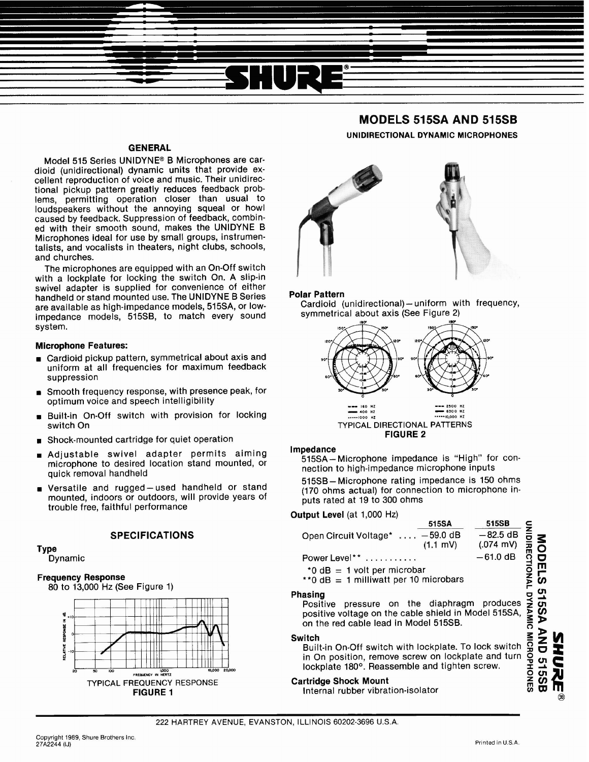# MODELS 515SA AND 515SB

## UNIDIRECTIONAL DYNAMIC MICROPHONES

### GENERAL

Model 515 Series UNIDYNE® B Microphones are cardioid (unidirectional) dynamic units that provide excellent reproduction of voice and music. Their unidirectional pickup pattern greatly reduces feedback problems, permitting operation closer than usual to loudspeakers without the annoying squeal or howl caused by feedback. Suppression of feedback, combined with their smooth sound, makes the UNIDYNE B Microphones ideal for use by small groups, instrumentalists, and vocalists in theaters, night clubs, schools, and churches.

The microphones are equipped with an On-Off switch with a lockplate for locking the switch On. A slip-in swivel adapter is supplied for convenience of either handheld or stand mounted use. The UNIDYNE B Series are available as high-impedance models, 515SA, or low-impedance models, 515SB, to match every sound system.

#### Microphone Features:

- Cardioid pickup pattern, symmetrical about axis and uniform at all frequencies for maximum feedback suppression
- Smooth frequency response, with presence peak, for optimum voice and speech intelligibility
- Built-in On-Off switch with provision for locking switch On
- Shock-mounted cartridge for quiet operation
- Adjustable swivel adapter permits aiming microphone to desired location stand mounted, or quick removal handheld
- Versatile and rugged—used handheld or stand mounted, indoors or outdoors, will provide years of trouble free, faithful performance

### SPECIFICATIONS

**Type**
Dynamic

**Frequency Response**
80 to 13,000 Hz (See Figure 1)

TYPICAL FREQUENCY RESPONSE
**FIGURE 1**

**Polar Pattern**
Cardioid (unidirectional)—uniform with frequency, symmetrical about axis (See Figure 2)

TYPICAL DIRECTIONAL PATTERNS
**FIGURE 2**

**Impedance**

515SA—Microphone impedance is "High" for connection to high-impedance microphone inputs

515SB—Microphone rating impedance is 150 ohms (170 ohms actual) for connection to microphone inputs rated at 19 to 300 ohms

**Output Level** (at 1,000 Hz)

| | 515SA | 515SB |
|---|---|---|
| Open Circuit Voltage* | −59.0 dB (1.1 mV) | −82.5 dB (.074 mV) |
| Power Level** | | −61.0 dB |

*0 dB = 1 volt per microbar
**0 dB = 1 milliwatt per 10 microbars

**Phasing**
Positive pressure on the diaphragm produces positive voltage on the cable shield in Model 515SA, on the red cable lead in Model 515SB.

**Switch**
Built-in On-Off switch with lockplate. To lock switch in On position, remove screw on lockplate and turn lockplate 180°. Reassemble and tighten screw.

**Cartridge Shock Mount**
Internal rubber vibration-isolator

222 HARTREY AVENUE, EVANSTON, ILLINOIS 60202-3696 U.S.A.

Copyright 1989, Shure Brothers Inc.
27A2244 (IJ)

Printed in U.S.A.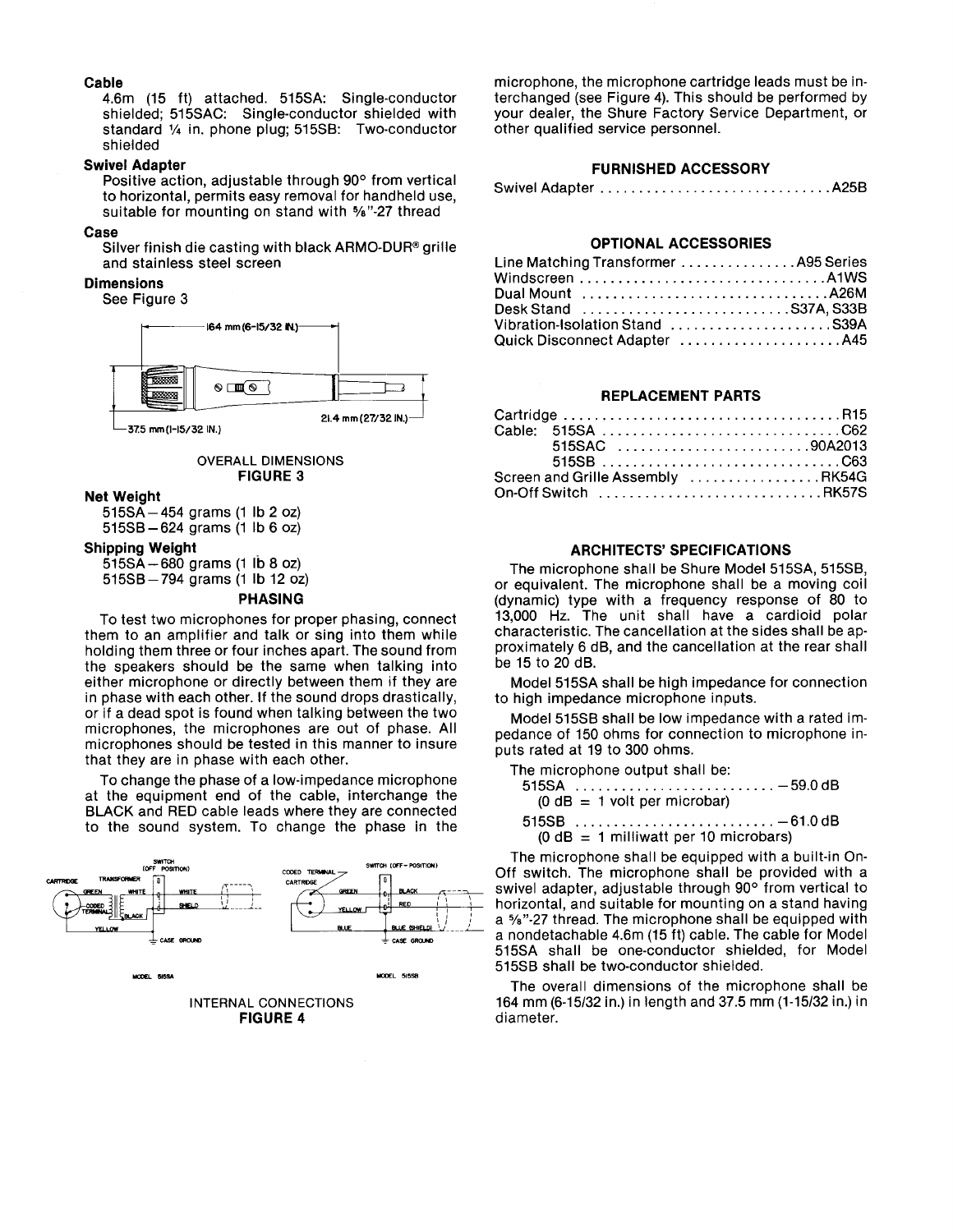**Cable**

4.6m (15 ft) attached. 515SA: Single-conductor shielded; 515SAC: Single-conductor shielded with standard ¼ in. phone plug; 515SB: Two-conductor shielded

**Swivel Adapter**

Positive action, adjustable through 90° from vertical to horizontal, permits easy removal for handheld use, suitable for mounting on stand with ⅝"-27 thread

**Case**

Silver finish die casting with black ARMO-DUR® grille and stainless steel screen

**Dimensions**

See Figure 3

164 mm (6-15/32 IN.)

21.4 mm (27/32 IN.)

37.5 mm (1-15/32 IN.)

OVERALL DIMENSIONS
**FIGURE 3**

**Net Weight**

515SA — 454 grams (1 lb 2 oz)
515SB — 624 grams (1 lb 6 oz)

**Shipping Weight**

515SA — 680 grams (1 lb 8 oz)
515SB — 794 grams (1 lb 12 oz)

### PHASING

To test two microphones for proper phasing, connect them to an amplifier and talk or sing into them while holding them three or four inches apart. The sound from the speakers should be the same when talking into either microphone or directly between them if they are in phase with each other. If the sound drops drastically, or if a dead spot is found when talking between the two microphones, the microphones are out of phase. All microphones should be tested in this manner to insure that they are in phase with each other.

To change the phase of a low-impedance microphone at the equipment end of the cable, interchange the BLACK and RED cable leads where they are connected to the sound system. To change the phase in the microphone, the microphone cartridge leads must be interchanged (see Figure 4). This should be performed by your dealer, the Shure Factory Service Department, or other qualified service personnel.

SWITCH (OFF POSITION)
CARTRIDGE
TRANSFORMER
GREEN
WHITE
WHITE
CODED TERMINAL
BLACK
SHIELD
YELLOW
CASE GROUND
MODEL 515SA

SWITCH (OFF-POSITION)
CODED TERMINAL
CARTRIDGE
GREEN
BLACK
YELLOW
RED
BLUE
BLUE (SHIELD)
CASE GROUND
MODEL 515SB

INTERNAL CONNECTIONS
**FIGURE 4**

### FURNISHED ACCESSORY

Swivel Adapter .............................. A25B

### OPTIONAL ACCESSORIES

Line Matching Transformer ............... A95 Series
Windscreen ................................ A1WS
Dual Mount ................................ A26M
Desk Stand ........................... S37A, S33B
Vibration-Isolation Stand ..................... S39A
Quick Disconnect Adapter ..................... A45

### REPLACEMENT PARTS

Cartridge .................................... R15
Cable: 515SA ............................... C62
515SAC ......................... 90A2013
515SB ............................... C63
Screen and Grille Assembly ................. RK54G
On-Off Switch ............................. RK57S

### ARCHITECTS' SPECIFICATIONS

The microphone shall be Shure Model 515SA, 515SB, or equivalent. The microphone shall be a moving coil (dynamic) type with a frequency response of 80 to 13,000 Hz. The unit shall have a cardioid polar characteristic. The cancellation at the sides shall be approximately 6 dB, and the cancellation at the rear shall be 15 to 20 dB.

Model 515SA shall be high impedance for connection to high impedance microphone inputs.

Model 515SB shall be low impedance with a rated impedance of 150 ohms for connection to microphone inputs rated at 19 to 300 ohms.

The microphone output shall be:

515SA ......................... −59.0 dB
(0 dB = 1 volt per microbar)

515SB ......................... −61.0 dB
(0 dB = 1 milliwatt per 10 microbars)

The microphone shall be equipped with a built-in On-Off switch. The microphone shall be provided with a swivel adapter, adjustable through 90° from vertical to horizontal, and suitable for mounting on a stand having a ⅝"-27 thread. The microphone shall be equipped with a nondetachable 4.6m (15 ft) cable. The cable for Model 515SA shall be one-conductor shielded, for Model 515SB shall be two-conductor shielded.

The overall dimensions of the microphone shall be 164 mm (6-15/32 in.) in length and 37.5 mm (1-15/32 in.) in diameter.